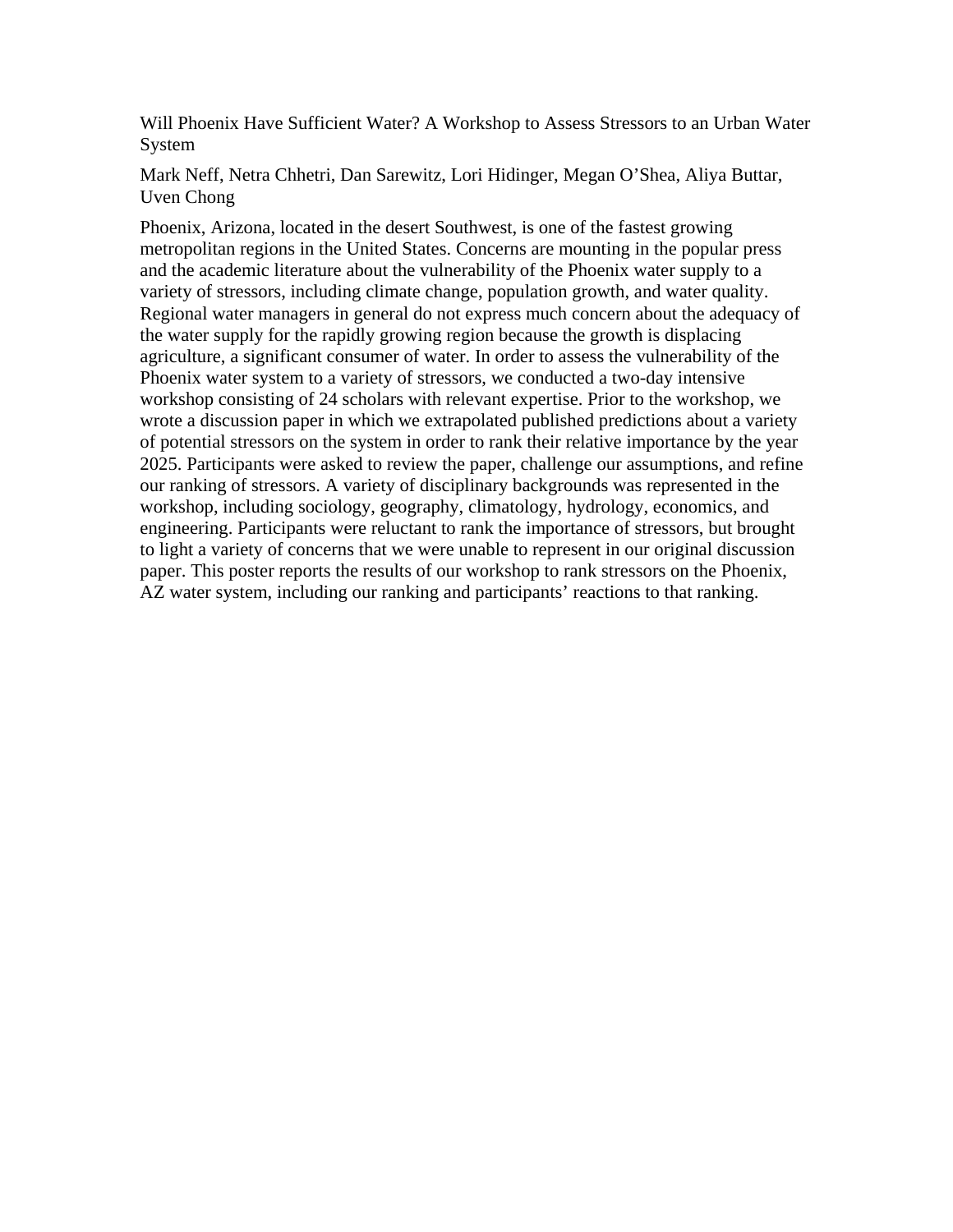# Will Phoenix Have Sufficient Water? A Workshop to Assess Stressors to an Urban Water System

Mark Neff, Netra Chhetri, Dan Sarewitz, Lori Hidinger, Megan O'Shea, Aliya Buttar, Uven Chong

Phoenix, Arizona, located in the desert Southwest, is one of the fastest growing metropolitan regions in the United States. Concerns are mounting in the popular press and the academic literature about the vulnerability of the Phoenix water supply to a variety of stressors, including climate change, population growth, and water quality. Regional water managers in general do not express much concern about the adequacy of the water supply for the rapidly growing region because the growth is displacing agriculture, a significant consumer of water. In order to assess the vulnerability of the Phoenix water system to a variety of stressors, we conducted a two-day intensive workshop consisting of 24 scholars with relevant expertise. Prior to the workshop, we wrote a discussion paper in which we extrapolated published predictions about a variety of potential stressors on the system in order to rank their relative importance by the year 2025. Participants were asked to review the paper, challenge our assumptions, and refine our ranking of stressors. A variety of disciplinary backgrounds was represented in the workshop, including sociology, geography, climatology, hydrology, economics, and engineering. Participants were reluctant to rank the importance of stressors, but brought to light a variety of concerns that we were unable to represent in our original discussion paper. This poster reports the results of our workshop to rank stressors on the Phoenix, AZ water system, including our ranking and participants' reactions to that ranking.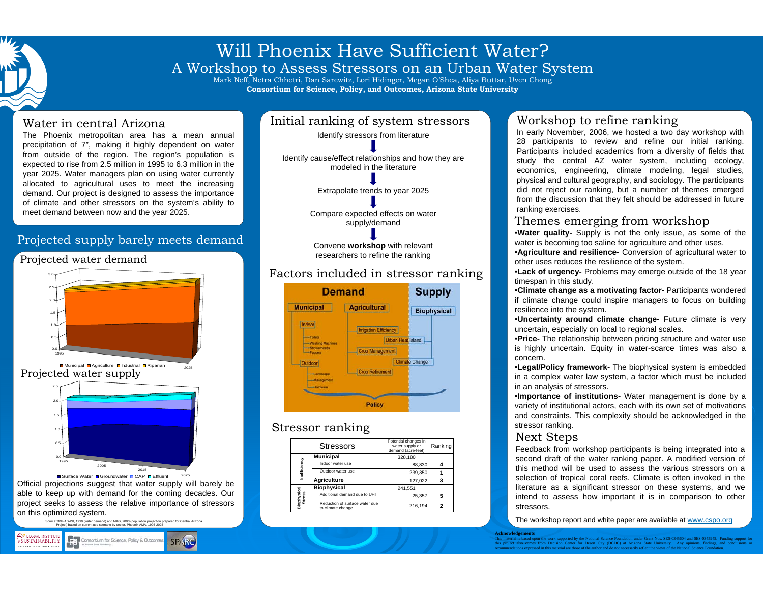# Will Phoenix Have Sufficient Water?

## A Workshop to Assess Stressors on an Urban Water System

Mark Neff, Netra Chhetri, Dan Sarewitz, Lori Hidinger, Megan O'Shea, Aliya Buttar, Uven Chong

**Consortium for Science, Policy, and Outcomes, Arizona State University**

## Water in central Arizona

The Phoenix metropolitan area has a mean annual precipitation of 7", making it highly dependent on water from outside of the region. The region's population is expected to rise from 2.5 million in 1995 to 6.3 million in the year 2025. Water managers plan on using water currently allocated to agricultural uses to meet the increasing demand. Our project is designed to assess the importance of climate and other stressors on the system's ability to meet demand between now and the year 2025.

## Projected supply barely meets demand

### Projected water demand

3.0
2.5
2.0
1.5
1.0
0.5
0.0
1995
2025
Municipal Agriculture Industrial Riparian

### Projected water supply

2.5
2.0
1.5
1.0
0.5
0.0
1995
2005
2015
2025
Surface Water Groundwater CAP Effluent

Official projections suggest that water supply will barely be able to keep up with demand for the coming decades. Our project seeks to assess the relative importance of stressors on this optimized system.

Source:TMP-ADWR, 1999 (water demand) and MAG, 2003 (population projection prepared for Central Arizona Project) based on current use scenario by sector, Phoenix AMA, 1995-2025

## Initial ranking of system stressors

Identify stressors from literature

Identify cause/effect relationships and how they are modeled in the literature

Extrapolate trends to year 2025

Compare expected effects on water supply/demand

Convene **workshop** with relevant researchers to refine the ranking

## Factors included in stressor ranking

Demand
Supply
Municipal
Agricultural
Biophysical
Indoor
Toilets
Washing Machines
Showerheads
Faucets
Outdoor
Landscape
Management
Hardware
Irrigation Efficiency
Crop Management
Crop Retirement
Urban Heat Island
Climate Change
Policy

## Stressor ranking

| | Stressors | Potential changes in water supply or demand (acre-feet) | Ranking |
|---|---|---|---|
| Inefficiency | **Municipal** | 328,180 | |
| | Indoor water use | 88,830 | 4 |
| | Outdoor water use | 239,350 | 1 |
| | **Agriculture** | 127,022 | 3 |
| Biophysical Stress | **Biophysical** | 241,551 | |
| | Additional demand due to UHI | 25,357 | 5 |
| | Reduction of surface water due to climate change | 216,194 | 2 |

## Workshop to refine ranking

In early November, 2006, we hosted a two day workshop with 28 participants to review and refine our initial ranking. Participants included academics from a diversity of fields that study the central AZ water system, including ecology, economics, engineering, climate modeling, legal studies, physical and cultural geography, and sociology. The participants did not reject our ranking, but a number of themes emerged from the discussion that they felt should be addressed in future ranking exercises.

## Themes emerging from workshop

- **Water quality-** Supply is not the only issue, as some of the water is becoming too saline for agriculture and other uses.
- **Agriculture and resilience-** Conversion of agricultural water to other uses reduces the resilience of the system.
- **Lack of urgency-** Problems may emerge outside of the 18 year timespan in this study.
- **Climate change as a motivating factor-** Participants wondered if climate change could inspire managers to focus on building resilience into the system.
- **Uncertainty around climate change-** Future climate is very uncertain, especially on local to regional scales.
- **Price-** The relationship between pricing structure and water use is highly uncertain. Equity in water-scarce times was also a concern.
- **Legal/Policy framework-** The biophysical system is embedded in a complex water law system, a factor which must be included in an analysis of stressors.
- **Importance of institutions-** Water management is done by a variety of institutional actors, each with its own set of motivations and constraints. This complexity should be acknowledged in the stressor ranking.

## Next Steps

Feedback from workshop participants is being integrated into a second draft of the water ranking paper. A modified version of this method will be used to assess the various stressors on a selection of tropical coral reefs. Climate is often invoked in the literature as a significant stressor on these systems, and we intend to assess how important it is in comparison to other stressors.

The workshop report and white paper are available at www.cspo.org

**Acknowledgements**

This material is based upon the work supported by the National Science Foundation under Grant Nos. SES-0345604 and SES-0345945. Funding support for this project also comes from Decision Center for Desert City (DCDC) at Arizona State University. Any opinions, findings, and conclusions or recommendations expressed in this material are those of the author and do not necessarily reflect the views of the National Science Foundation.

Global Institute of Sustainability | Consortium for Science, Policy & Outcomes | SPARC